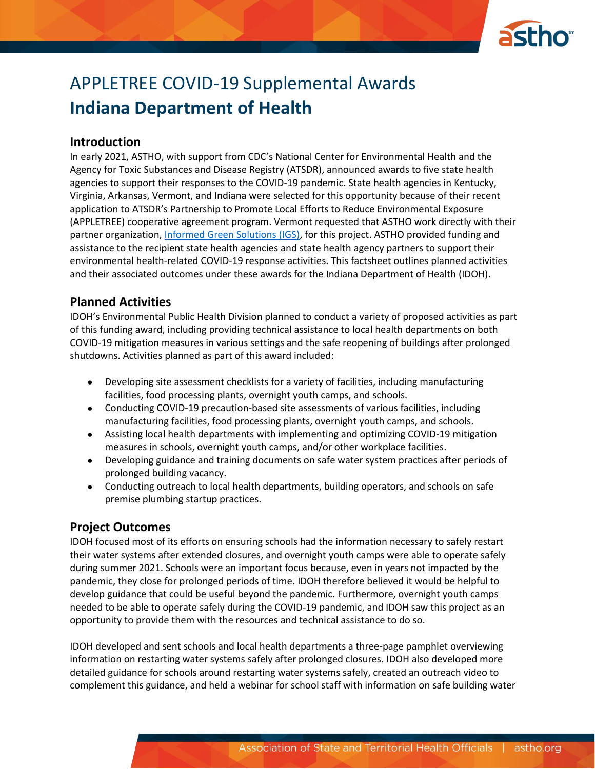# APPLETREE COVID-19 Supplemental Awards

# Indiana Department of Health

## Introduction

In early 2021, ASTHO, with support from CDC's National Center for Environmental Health and the Agency for Toxic Substances and Disease Registry (ATSDR), announced awards to five state health agencies to support their responses to the COVID-19 pandemic. State health agencies in Kentucky, Virginia, Arkansas, Vermont, and Indiana were selected for this opportunity because of their recent application to ATSDR's Partnership to Promote Local Efforts to Reduce Environmental Exposure (APPLETREE) cooperative agreement program. Vermont requested that ASTHO work directly with their partner organization, [Informed Green Solutions (IGS)](), for this project. ASTHO provided funding and assistance to the recipient state health agencies and state health agency partners to support their environmental health-related COVID-19 response activities. This factsheet outlines planned activities and their associated outcomes under these awards for the Indiana Department of Health (IDOH).

## Planned Activities

IDOH's Environmental Public Health Division planned to conduct a variety of proposed activities as part of this funding award, including providing technical assistance to local health departments on both COVID-19 mitigation measures in various settings and the safe reopening of buildings after prolonged shutdowns. Activities planned as part of this award included:

- Developing site assessment checklists for a variety of facilities, including manufacturing facilities, food processing plants, overnight youth camps, and schools.
- Conducting COVID-19 precaution-based site assessments of various facilities, including manufacturing facilities, food processing plants, overnight youth camps, and schools.
- Assisting local health departments with implementing and optimizing COVID-19 mitigation measures in schools, overnight youth camps, and/or other workplace facilities.
- Developing guidance and training documents on safe water system practices after periods of prolonged building vacancy.
- Conducting outreach to local health departments, building operators, and schools on safe premise plumbing startup practices.

## Project Outcomes

IDOH focused most of its efforts on ensuring schools had the information necessary to safely restart their water systems after extended closures, and overnight youth camps were able to operate safely during summer 2021. Schools were an important focus because, even in years not impacted by the pandemic, they close for prolonged periods of time. IDOH therefore believed it would be helpful to develop guidance that could be useful beyond the pandemic. Furthermore, overnight youth camps needed to be able to operate safely during the COVID-19 pandemic, and IDOH saw this project as an opportunity to provide them with the resources and technical assistance to do so.

IDOH developed and sent schools and local health departments a three-page pamphlet overviewing information on restarting water systems safely after prolonged closures. IDOH also developed more detailed guidance for schools around restarting water systems safely, created an outreach video to complement this guidance, and held a webinar for school staff with information on safe building water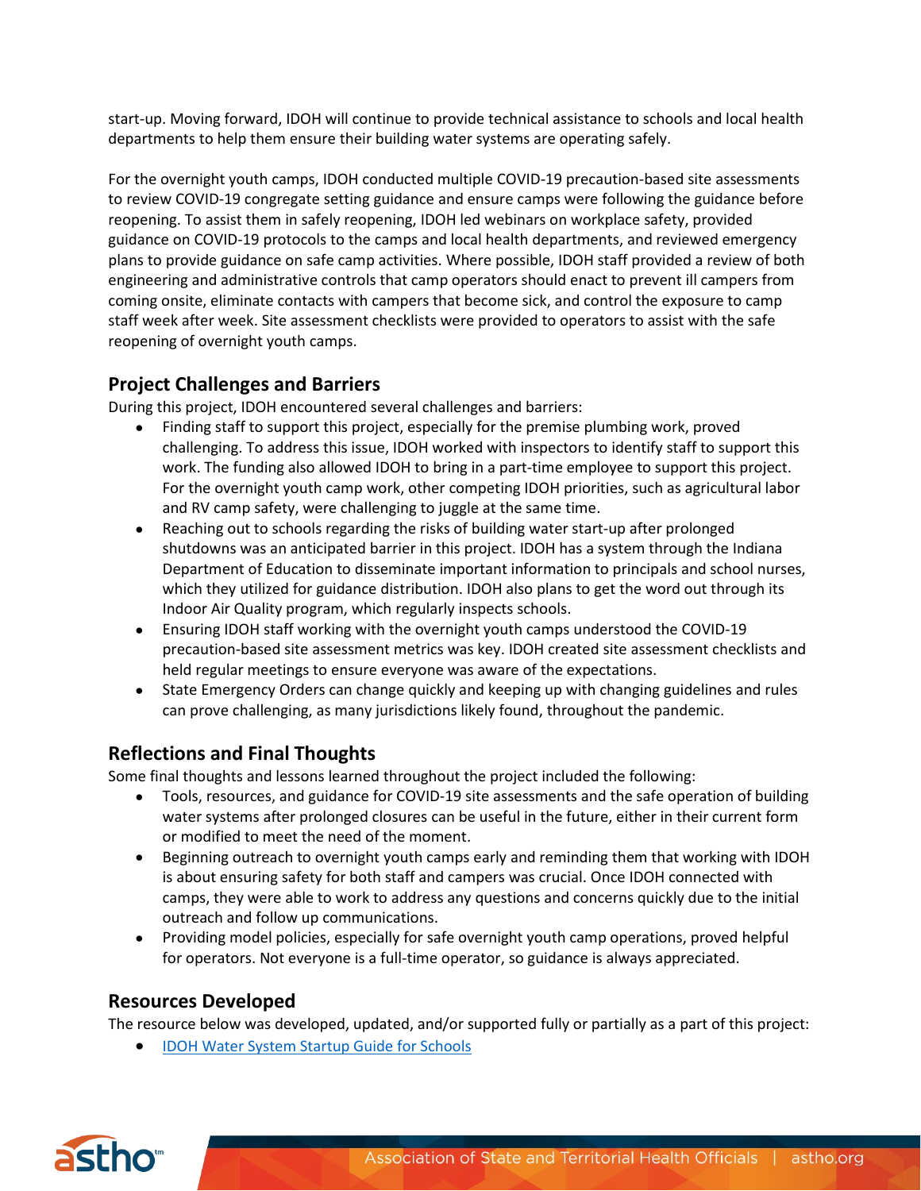start-up. Moving forward, IDOH will continue to provide technical assistance to schools and local health departments to help them ensure their building water systems are operating safely.

For the overnight youth camps, IDOH conducted multiple COVID-19 precaution-based site assessments to review COVID-19 congregate setting guidance and ensure camps were following the guidance before reopening. To assist them in safely reopening, IDOH led webinars on workplace safety, provided guidance on COVID-19 protocols to the camps and local health departments, and reviewed emergency plans to provide guidance on safe camp activities. Where possible, IDOH staff provided a review of both engineering and administrative controls that camp operators should enact to prevent ill campers from coming onsite, eliminate contacts with campers that become sick, and control the exposure to camp staff week after week. Site assessment checklists were provided to operators to assist with the safe reopening of overnight youth camps.

## Project Challenges and Barriers

During this project, IDOH encountered several challenges and barriers:

- Finding staff to support this project, especially for the premise plumbing work, proved challenging. To address this issue, IDOH worked with inspectors to identify staff to support this work. The funding also allowed IDOH to bring in a part-time employee to support this project. For the overnight youth camp work, other competing IDOH priorities, such as agricultural labor and RV camp safety, were challenging to juggle at the same time.
- Reaching out to schools regarding the risks of building water start-up after prolonged shutdowns was an anticipated barrier in this project. IDOH has a system through the Indiana Department of Education to disseminate important information to principals and school nurses, which they utilized for guidance distribution. IDOH also plans to get the word out through its Indoor Air Quality program, which regularly inspects schools.
- Ensuring IDOH staff working with the overnight youth camps understood the COVID-19 precaution-based site assessment metrics was key. IDOH created site assessment checklists and held regular meetings to ensure everyone was aware of the expectations.
- State Emergency Orders can change quickly and keeping up with changing guidelines and rules can prove challenging, as many jurisdictions likely found, throughout the pandemic.

## Reflections and Final Thoughts

Some final thoughts and lessons learned throughout the project included the following:

- Tools, resources, and guidance for COVID-19 site assessments and the safe operation of building water systems after prolonged closures can be useful in the future, either in their current form or modified to meet the need of the moment.
- Beginning outreach to overnight youth camps early and reminding them that working with IDOH is about ensuring safety for both staff and campers was crucial. Once IDOH connected with camps, they were able to work to address any questions and concerns quickly due to the initial outreach and follow up communications.
- Providing model policies, especially for safe overnight youth camp operations, proved helpful for operators. Not everyone is a full-time operator, so guidance is always appreciated.

## Resources Developed

The resource below was developed, updated, and/or supported fully or partially as a part of this project:

- IDOH Water System Startup Guide for Schools